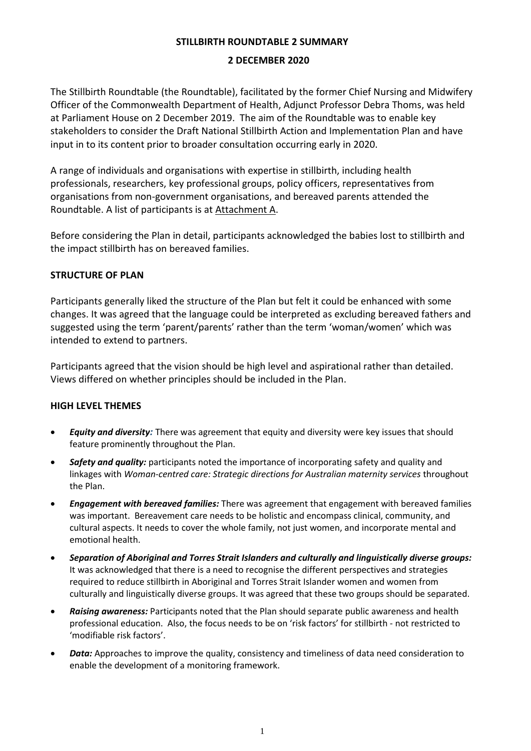# STILLBIRTH ROUNDTABLE 2 SUMMARY

## 2 DECEMBER 2020

The Stillbirth Roundtable (the Roundtable), facilitated by the former Chief Nursing and Midwifery Officer of the Commonwealth Department of Health, Adjunct Professor Debra Thoms, was held at Parliament House on 2 December 2019. The aim of the Roundtable was to enable key stakeholders to consider the Draft National Stillbirth Action and Implementation Plan and have input in to its content prior to broader consultation occurring early in 2020.

A range of individuals and organisations with expertise in stillbirth, including health professionals, researchers, key professional groups, policy officers, representatives from organisations from non-government organisations, and bereaved parents attended the Roundtable. A list of participants is at Attachment A.

Before considering the Plan in detail, participants acknowledged the babies lost to stillbirth and the impact stillbirth has on bereaved families.

### STRUCTURE OF PLAN

Participants generally liked the structure of the Plan but felt it could be enhanced with some changes. It was agreed that the language could be interpreted as excluding bereaved fathers and suggested using the term 'parent/parents' rather than the term 'woman/women' which was intended to extend to partners.

Participants agreed that the vision should be high level and aspirational rather than detailed. Views differed on whether principles should be included in the Plan.

### HIGH LEVEL THEMES

- ***Equity and diversity:*** There was agreement that equity and diversity were key issues that should feature prominently throughout the Plan.
- ***Safety and quality:*** participants noted the importance of incorporating safety and quality and linkages with *Woman-centred care: Strategic directions for Australian maternity services* throughout the Plan.
- ***Engagement with bereaved families:*** There was agreement that engagement with bereaved families was important. Bereavement care needs to be holistic and encompass clinical, community, and cultural aspects. It needs to cover the whole family, not just women, and incorporate mental and emotional health.
- ***Separation of Aboriginal and Torres Strait Islanders and culturally and linguistically diverse groups:*** It was acknowledged that there is a need to recognise the different perspectives and strategies required to reduce stillbirth in Aboriginal and Torres Strait Islander women and women from culturally and linguistically diverse groups. It was agreed that these two groups should be separated.
- ***Raising awareness:*** Participants noted that the Plan should separate public awareness and health professional education. Also, the focus needs to be on 'risk factors' for stillbirth - not restricted to 'modifiable risk factors'.
- ***Data:*** Approaches to improve the quality, consistency and timeliness of data need consideration to enable the development of a monitoring framework.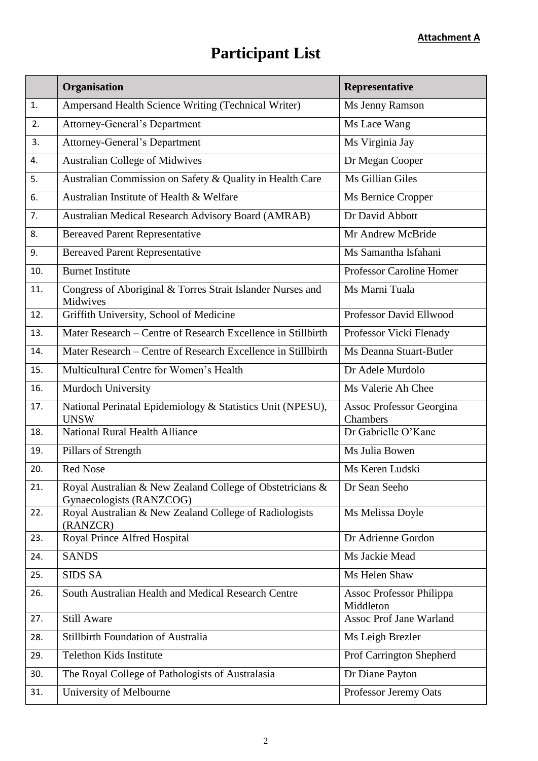**Attachment A**

# Participant List

| | Organisation | Representative |
|---|---|---|
| 1. | Ampersand Health Science Writing (Technical Writer) | Ms Jenny Ramson |
| 2. | Attorney-General's Department | Ms Lace Wang |
| 3. | Attorney-General's Department | Ms Virginia Jay |
| 4. | Australian College of Midwives | Dr Megan Cooper |
| 5. | Australian Commission on Safety & Quality in Health Care | Ms Gillian Giles |
| 6. | Australian Institute of Health & Welfare | Ms Bernice Cropper |
| 7. | Australian Medical Research Advisory Board (AMRAB) | Dr David Abbott |
| 8. | Bereaved Parent Representative | Mr Andrew McBride |
| 9. | Bereaved Parent Representative | Ms Samantha Isfahani |
| 10. | Burnet Institute | Professor Caroline Homer |
| 11. | Congress of Aboriginal & Torres Strait Islander Nurses and Midwives | Ms Marni Tuala |
| 12. | Griffith University, School of Medicine | Professor David Ellwood |
| 13. | Mater Research – Centre of Research Excellence in Stillbirth | Professor Vicki Flenady |
| 14. | Mater Research – Centre of Research Excellence in Stillbirth | Ms Deanna Stuart-Butler |
| 15. | Multicultural Centre for Women's Health | Dr Adele Murdolo |
| 16. | Murdoch University | Ms Valerie Ah Chee |
| 17. | National Perinatal Epidemiology & Statistics Unit (NPESU), UNSW | Assoc Professor Georgina Chambers |
| 18. | National Rural Health Alliance | Dr Gabrielle O'Kane |
| 19. | Pillars of Strength | Ms Julia Bowen |
| 20. | Red Nose | Ms Keren Ludski |
| 21. | Royal Australian & New Zealand College of Obstetricians & Gynaecologists (RANZCOG) | Dr Sean Seeho |
| 22. | Royal Australian & New Zealand College of Radiologists (RANZCR) | Ms Melissa Doyle |
| 23. | Royal Prince Alfred Hospital | Dr Adrienne Gordon |
| 24. | SANDS | Ms Jackie Mead |
| 25. | SIDS SA | Ms Helen Shaw |
| 26. | South Australian Health and Medical Research Centre | Assoc Professor Philippa Middleton |
| 27. | Still Aware | Assoc Prof Jane Warland |
| 28. | Stillbirth Foundation of Australia | Ms Leigh Brezler |
| 29. | Telethon Kids Institute | Prof Carrington Shepherd |
| 30. | The Royal College of Pathologists of Australasia | Dr Diane Payton |
| 31. | University of Melbourne | Professor Jeremy Oats |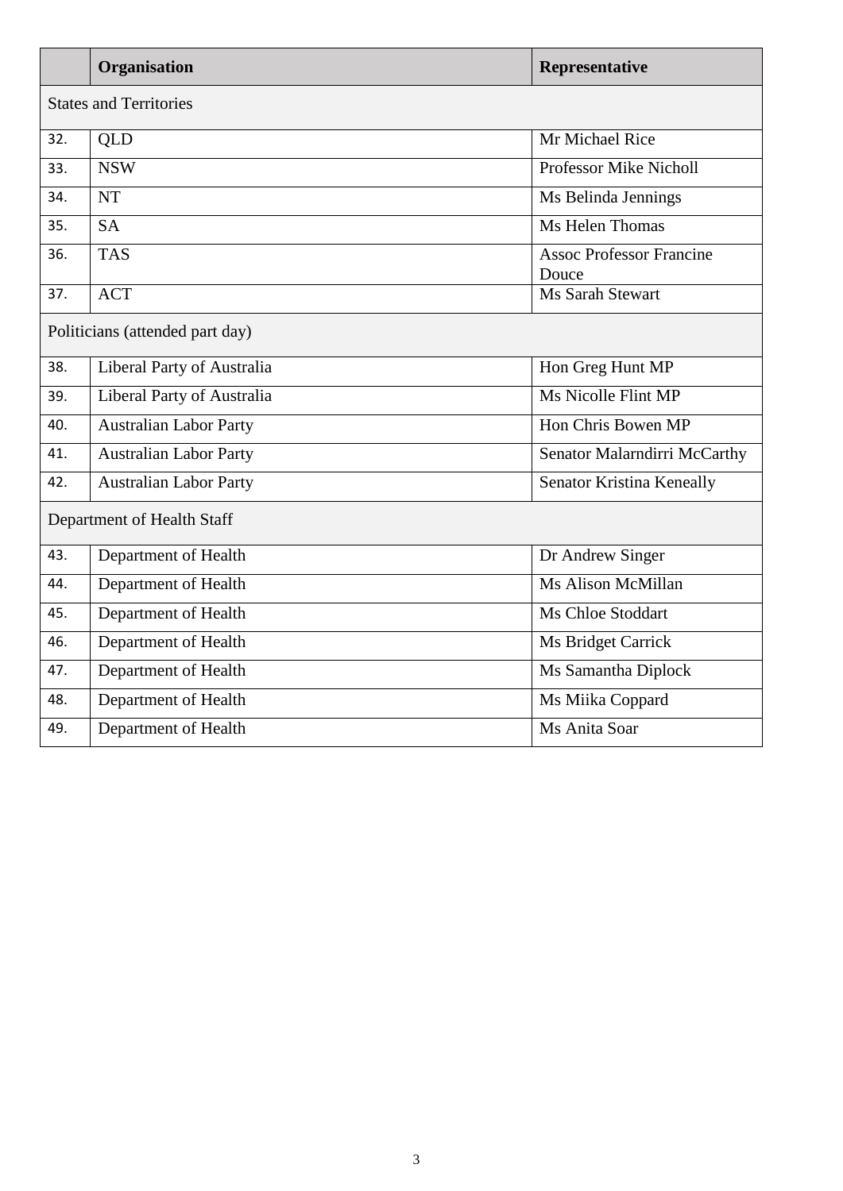| | Organisation | Representative |
|---|---|---|
| States and Territories | | |
| 32. | QLD | Mr Michael Rice |
| 33. | NSW | Professor Mike Nicholl |
| 34. | NT | Ms Belinda Jennings |
| 35. | SA | Ms Helen Thomas |
| 36. | TAS | Assoc Professor Francine Douce |
| 37. | ACT | Ms Sarah Stewart |
| Politicians (attended part day) | | |
| 38. | Liberal Party of Australia | Hon Greg Hunt MP |
| 39. | Liberal Party of Australia | Ms Nicolle Flint MP |
| 40. | Australian Labor Party | Hon Chris Bowen MP |
| 41. | Australian Labor Party | Senator Malarndirri McCarthy |
| 42. | Australian Labor Party | Senator Kristina Keneally |
| Department of Health Staff | | |
| 43. | Department of Health | Dr Andrew Singer |
| 44. | Department of Health | Ms Alison McMillan |
| 45. | Department of Health | Ms Chloe Stoddart |
| 46. | Department of Health | Ms Bridget Carrick |
| 47. | Department of Health | Ms Samantha Diplock |
| 48. | Department of Health | Ms Miika Coppard |
| 49. | Department of Health | Ms Anita Soar |